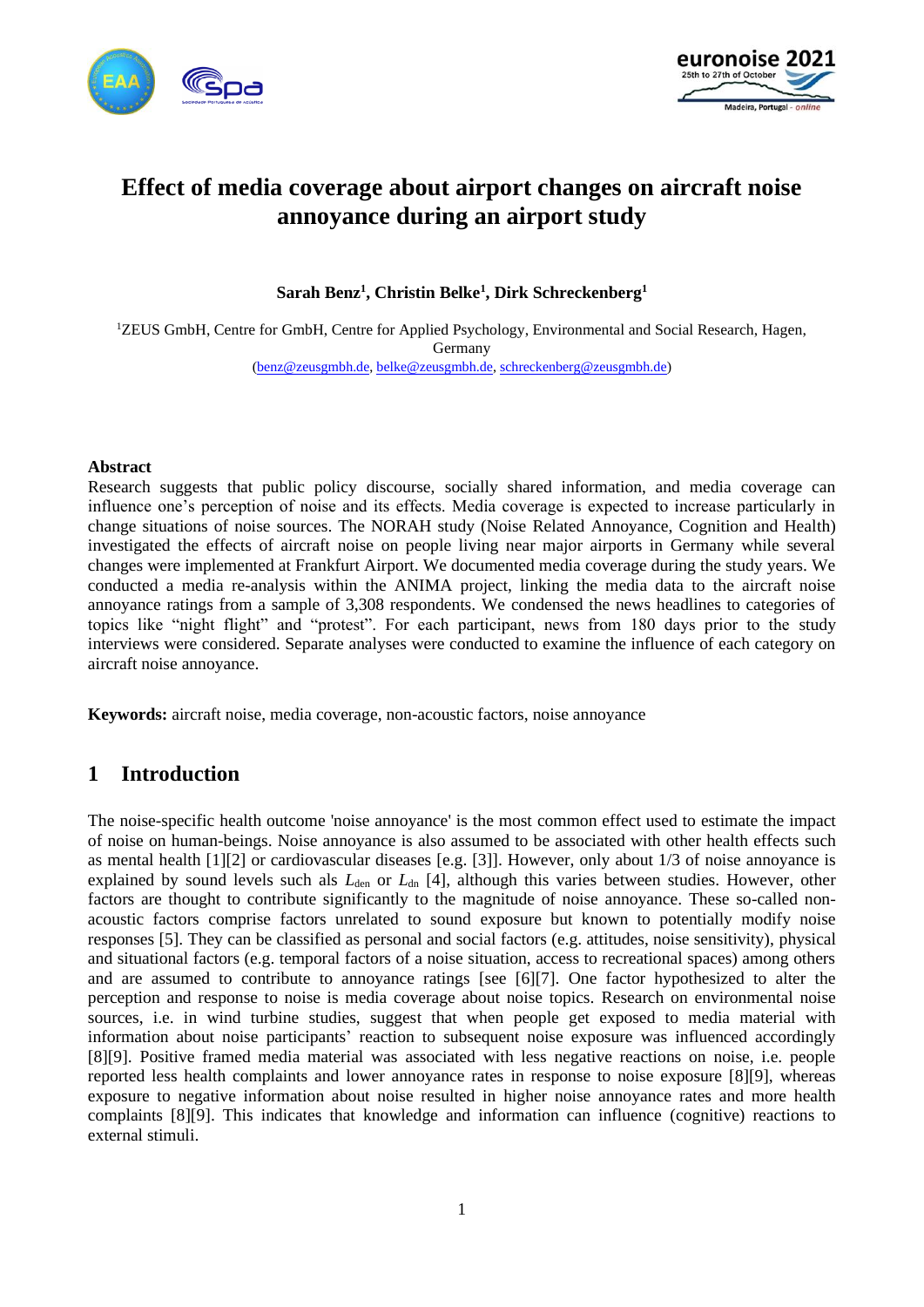# Effect of media coverage about airport changes on aircraft noise annoyance during an airport study

**Sarah Benz[1], Christin Belke[1], Dirk Schreckenberg[1]**

[1]ZEUS GmbH, Centre for GmbH, Centre for Applied Psychology, Environmental and Social Research, Hagen, Germany
(benz@zeusgmbh.de, belke@zeusgmbh.de, schreckenberg@zeusgmbh.de)

## Abstract

Research suggests that public policy discourse, socially shared information, and media coverage can influence one's perception of noise and its effects. Media coverage is expected to increase particularly in change situations of noise sources. The NORAH study (Noise Related Annoyance, Cognition and Health) investigated the effects of aircraft noise on people living near major airports in Germany while several changes were implemented at Frankfurt Airport. We documented media coverage during the study years. We conducted a media re-analysis within the ANIMA project, linking the media data to the aircraft noise annoyance ratings from a sample of 3,308 respondents. We condensed the news headlines to categories of topics like "night flight" and "protest". For each participant, news from 180 days prior to the study interviews were considered. Separate analyses were conducted to examine the influence of each category on aircraft noise annoyance.

**Keywords:** aircraft noise, media coverage, non-acoustic factors, noise annoyance

## 1 Introduction

The noise-specific health outcome 'noise annoyance' is the most common effect used to estimate the impact of noise on human-beings. Noise annoyance is also assumed to be associated with other health effects such as mental health [1][2] or cardiovascular diseases [e.g. [3]]. However, only about 1/3 of noise annoyance is explained by sound levels such als $L_{den}$ or $L_{dn}$ [4], although this varies between studies. However, other factors are thought to contribute significantly to the magnitude of noise annoyance. These so-called non-acoustic factors comprise factors unrelated to sound exposure but known to potentially modify noise responses [5]. They can be classified as personal and social factors (e.g. attitudes, noise sensitivity), physical and situational factors (e.g. temporal factors of a noise situation, access to recreational spaces) among others and are assumed to contribute to annoyance ratings [see [6][7]. One factor hypothesized to alter the perception and response to noise is media coverage about noise topics. Research on environmental noise sources, i.e. in wind turbine studies, suggest that when people get exposed to media material with information about noise participants' reaction to subsequent noise exposure was influenced accordingly [8][9]. Positive framed media material was associated with less negative reactions on noise, i.e. people reported less health complaints and lower annoyance rates in response to noise exposure [8][9], whereas exposure to negative information about noise resulted in higher noise annoyance rates and more health complaints [8][9]. This indicates that knowledge and information can influence (cognitive) reactions to external stimuli.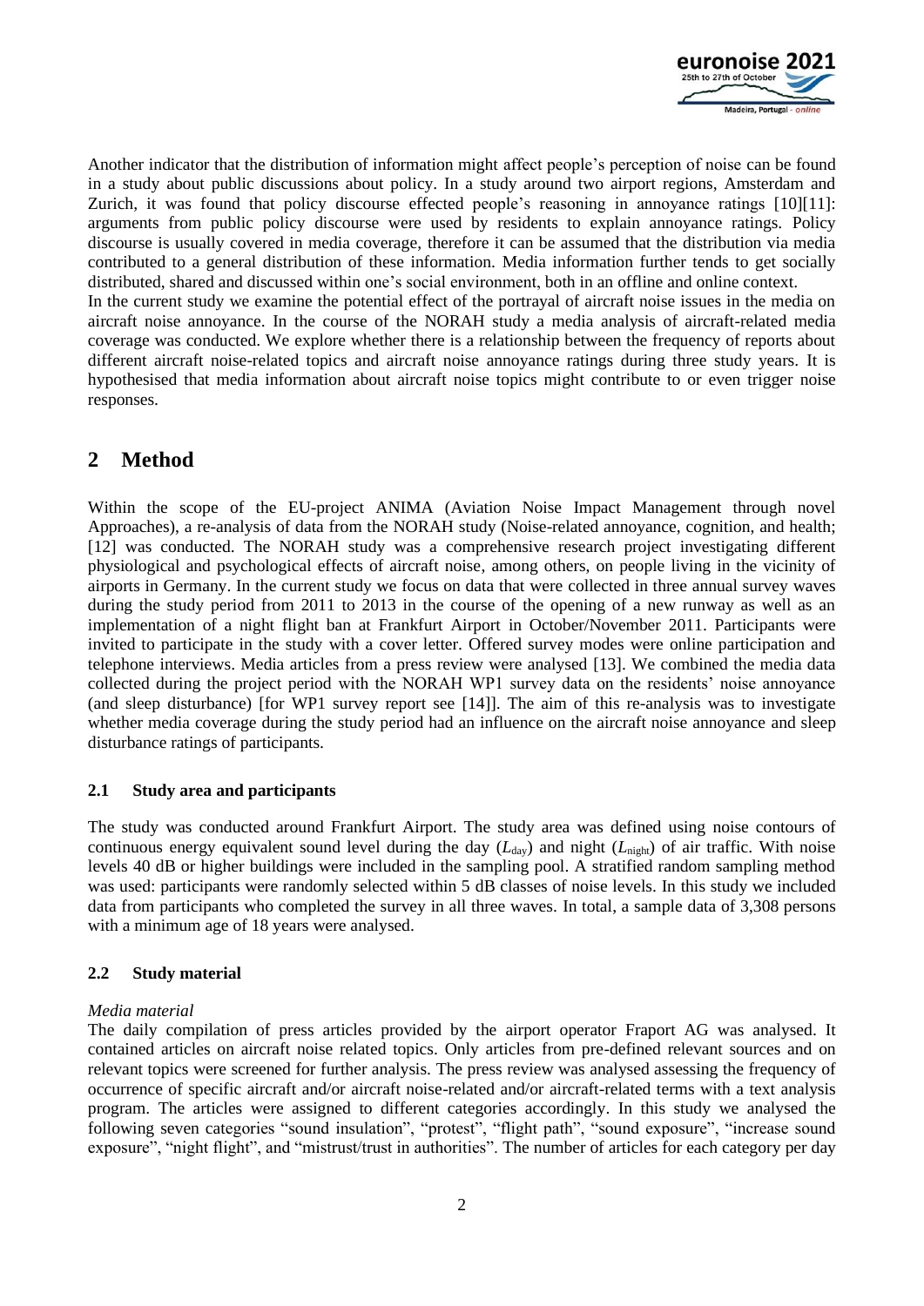Another indicator that the distribution of information might affect people's perception of noise can be found in a study about public discussions about policy. In a study around two airport regions, Amsterdam and Zurich, it was found that policy discourse effected people's reasoning in annoyance ratings [10][11]: arguments from public policy discourse were used by residents to explain annoyance ratings. Policy discourse is usually covered in media coverage, therefore it can be assumed that the distribution via media contributed to a general distribution of these information. Media information further tends to get socially distributed, shared and discussed within one's social environment, both in an offline and online context.
In the current study we examine the potential effect of the portrayal of aircraft noise issues in the media on aircraft noise annoyance. In the course of the NORAH study a media analysis of aircraft-related media coverage was conducted. We explore whether there is a relationship between the frequency of reports about different aircraft noise-related topics and aircraft noise annoyance ratings during three study years. It is hypothesised that media information about aircraft noise topics might contribute to or even trigger noise responses.

# 2 Method

Within the scope of the EU-project ANIMA (Aviation Noise Impact Management through novel Approaches), a re-analysis of data from the NORAH study (Noise-related annoyance, cognition, and health; [12] was conducted. The NORAH study was a comprehensive research project investigating different physiological and psychological effects of aircraft noise, among others, on people living in the vicinity of airports in Germany. In the current study we focus on data that were collected in three annual survey waves during the study period from 2011 to 2013 in the course of the opening of a new runway as well as an implementation of a night flight ban at Frankfurt Airport in October/November 2011. Participants were invited to participate in the study with a cover letter. Offered survey modes were online participation and telephone interviews. Media articles from a press review were analysed [13]. We combined the media data collected during the project period with the NORAH WP1 survey data on the residents' noise annoyance (and sleep disturbance) [for WP1 survey report see [14]]. The aim of this re-analysis was to investigate whether media coverage during the study period had an influence on the aircraft noise annoyance and sleep disturbance ratings of participants.

## 2.1 Study area and participants

The study was conducted around Frankfurt Airport. The study area was defined using noise contours of continuous energy equivalent sound level during the day ($L_{\text{day}}$) and night ($L_{\text{night}}$) of air traffic. With noise levels 40 dB or higher buildings were included in the sampling pool. A stratified random sampling method was used: participants were randomly selected within 5 dB classes of noise levels. In this study we included data from participants who completed the survey in all three waves. In total, a sample data of 3,308 persons with a minimum age of 18 years were analysed.

## 2.2 Study material

*Media material*

The daily compilation of press articles provided by the airport operator Fraport AG was analysed. It contained articles on aircraft noise related topics. Only articles from pre-defined relevant sources and on relevant topics were screened for further analysis. The press review was analysed assessing the frequency of occurrence of specific aircraft and/or aircraft noise-related and/or aircraft-related terms with a text analysis program. The articles were assigned to different categories accordingly. In this study we analysed the following seven categories "sound insulation", "protest", "flight path", "sound exposure", "increase sound exposure", "night flight", and "mistrust/trust in authorities". The number of articles for each category per day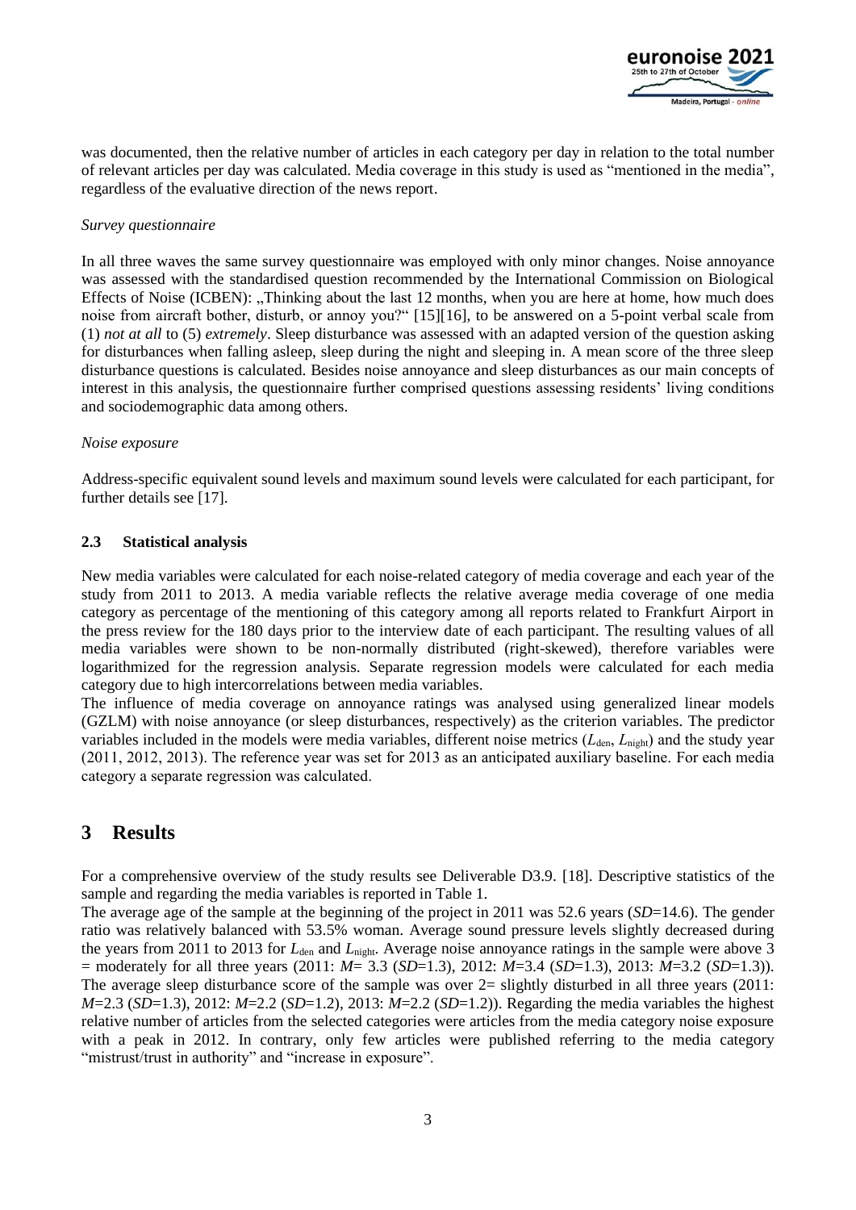was documented, then the relative number of articles in each category per day in relation to the total number of relevant articles per day was calculated. Media coverage in this study is used as "mentioned in the media", regardless of the evaluative direction of the news report.

*Survey questionnaire*

In all three waves the same survey questionnaire was employed with only minor changes. Noise annoyance was assessed with the standardised question recommended by the International Commission on Biological Effects of Noise (ICBEN): „Thinking about the last 12 months, when you are here at home, how much does noise from aircraft bother, disturb, or annoy you?" [15][16], to be answered on a 5-point verbal scale from (1) *not at all* to (5) *extremely*. Sleep disturbance was assessed with an adapted version of the question asking for disturbances when falling asleep, sleep during the night and sleeping in. A mean score of the three sleep disturbance questions is calculated. Besides noise annoyance and sleep disturbances as our main concepts of interest in this analysis, the questionnaire further comprised questions assessing residents' living conditions and sociodemographic data among others.

*Noise exposure*

Address-specific equivalent sound levels and maximum sound levels were calculated for each participant, for further details see [17].

### 2.3 Statistical analysis

New media variables were calculated for each noise-related category of media coverage and each year of the study from 2011 to 2013. A media variable reflects the relative average media coverage of one media category as percentage of the mentioning of this category among all reports related to Frankfurt Airport in the press review for the 180 days prior to the interview date of each participant. The resulting values of all media variables were shown to be non-normally distributed (right-skewed), therefore variables were logarithmized for the regression analysis. Separate regression models were calculated for each media category due to high intercorrelations between media variables.

The influence of media coverage on annoyance ratings was analysed using generalized linear models (GZLM) with noise annoyance (or sleep disturbances, respectively) as the criterion variables. The predictor variables included in the models were media variables, different noise metrics ($L_{\text{den}}$, $L_{\text{night}}$) and the study year (2011, 2012, 2013). The reference year was set for 2013 as an anticipated auxiliary baseline. For each media category a separate regression was calculated.

## 3 Results

For a comprehensive overview of the study results see Deliverable D3.9. [18]. Descriptive statistics of the sample and regarding the media variables is reported in Table 1.

The average age of the sample at the beginning of the project in 2011 was 52.6 years (*SD*=14.6). The gender ratio was relatively balanced with 53.5% woman. Average sound pressure levels slightly decreased during the years from 2011 to 2013 for $L_{\text{den}}$ and $L_{\text{night}}$. Average noise annoyance ratings in the sample were above 3 = moderately for all three years (2011: *M*= 3.3 (*SD*=1.3), 2012: *M*=3.4 (*SD*=1.3), 2013: *M*=3.2 (*SD*=1.3)). The average sleep disturbance score of the sample was over 2= slightly disturbed in all three years (2011: *M*=2.3 (*SD*=1.3), 2012: *M*=2.2 (*SD*=1.2), 2013: *M*=2.2 (*SD*=1.2)). Regarding the media variables the highest relative number of articles from the selected categories were articles from the media category noise exposure with a peak in 2012. In contrary, only few articles were published referring to the media category "mistrust/trust in authority" and "increase in exposure".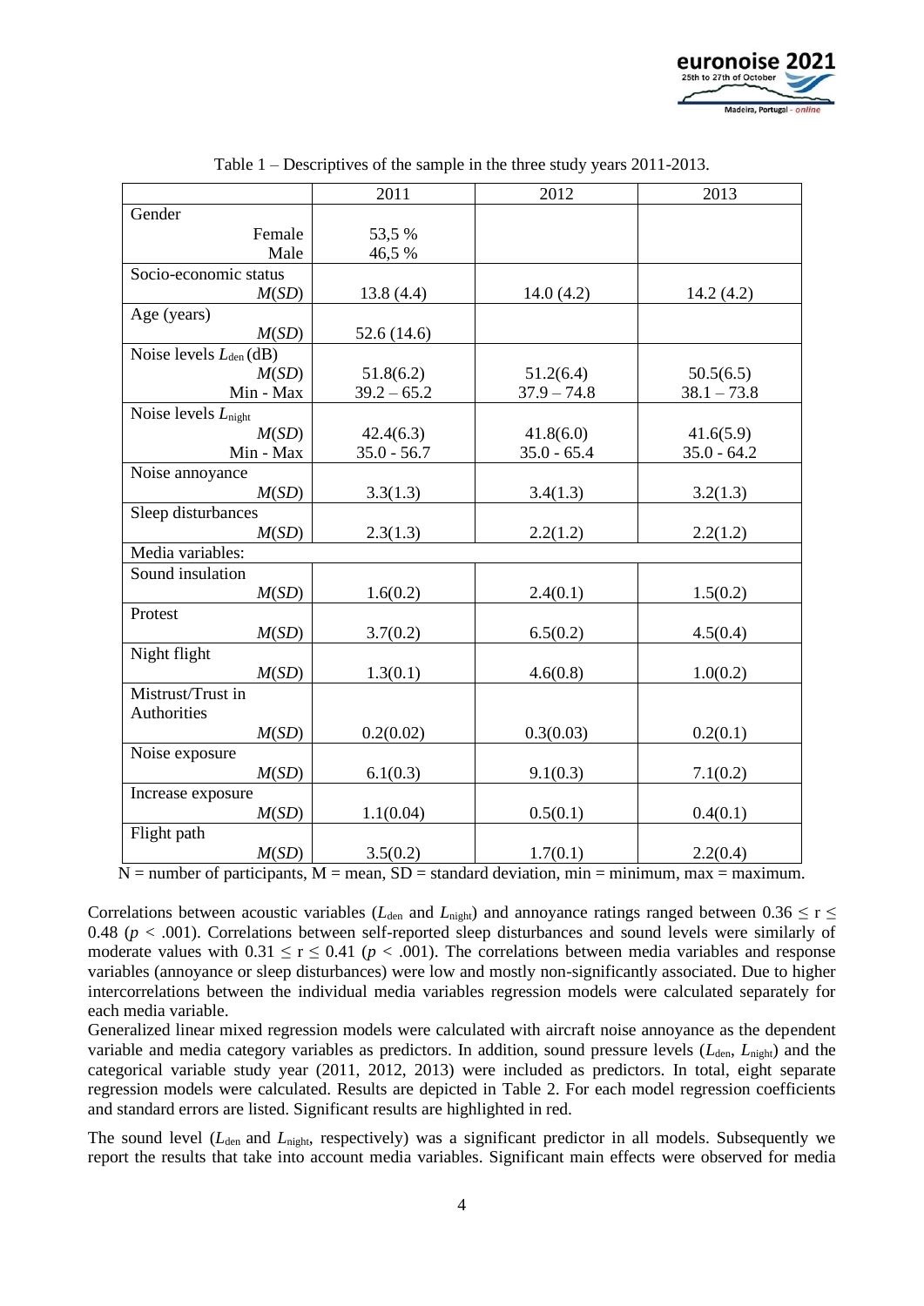Table 1 – Descriptives of the sample in the three study years 2011-2013.

| | 2011 | 2012 | 2013 |
|---|---|---|---|
| Gender | | | |
| Female | 53,5 % | | |
| Male | 46,5 % | | |
| Socio-economic status | | | |
| *M*(*SD*) | 13.8 (4.4) | 14.0 (4.2) | 14.2 (4.2) |
| Age (years) | | | |
| *M*(*SD*) | 52.6 (14.6) | | |
| Noise levels $L_{\text{den}}$ (dB) | | | |
| *M*(*SD*) | 51.8(6.2) | 51.2(6.4) | 50.5(6.5) |
| Min - Max | 39.2 – 65.2 | 37.9 – 74.8 | 38.1 – 73.8 |
| Noise levels $L_{\text{night}}$ | | | |
| *M*(*SD*) | 42.4(6.3) | 41.8(6.0) | 41.6(5.9) |
| Min - Max | 35.0 - 56.7 | 35.0 - 65.4 | 35.0 - 64.2 |
| Noise annoyance | | | |
| *M*(*SD*) | 3.3(1.3) | 3.4(1.3) | 3.2(1.3) |
| Sleep disturbances | | | |
| *M*(*SD*) | 2.3(1.3) | 2.2(1.2) | 2.2(1.2) |
| Media variables: | | | |
| Sound insulation | | | |
| *M*(*SD*) | 1.6(0.2) | 2.4(0.1) | 1.5(0.2) |
| Protest | | | |
| *M*(*SD*) | 3.7(0.2) | 6.5(0.2) | 4.5(0.4) |
| Night flight | | | |
| *M*(*SD*) | 1.3(0.1) | 4.6(0.8) | 1.0(0.2) |
| Mistrust/Trust in Authorities | | | |
| *M*(*SD*) | 0.2(0.02) | 0.3(0.03) | 0.2(0.1) |
| Noise exposure | | | |
| *M*(*SD*) | 6.1(0.3) | 9.1(0.3) | 7.1(0.2) |
| Increase exposure | | | |
| *M*(*SD*) | 1.1(0.04) | 0.5(0.1) | 0.4(0.1) |
| Flight path | | | |
| *M*(*SD*) | 3.5(0.2) | 1.7(0.1) | 2.2(0.4) |

N = number of participants, M = mean, SD = standard deviation, min = minimum, max = maximum.

Correlations between acoustic variables ($L_{\text{den}}$ and $L_{\text{night}}$) and annoyance ratings ranged between $0.36 \leq r \leq 0.48$ ($p < .001$). Correlations between self-reported sleep disturbances and sound levels were similarly of moderate values with $0.31 \leq r \leq 0.41$ ($p < .001$). The correlations between media variables and response variables (annoyance or sleep disturbances) were low and mostly non-significantly associated. Due to higher intercorrelations between the individual media variables regression models were calculated separately for each media variable.

Generalized linear mixed regression models were calculated with aircraft noise annoyance as the dependent variable and media category variables as predictors. In addition, sound pressure levels ($L_{\text{den}}$, $L_{\text{night}}$) and the categorical variable study year (2011, 2012, 2013) were included as predictors. In total, eight separate regression models were calculated. Results are depicted in Table 2. For each model regression coefficients and standard errors are listed. Significant results are highlighted in red.

The sound level ($L_{\text{den}}$ and $L_{\text{night}}$, respectively) was a significant predictor in all models. Subsequently we report the results that take into account media variables. Significant main effects were observed for media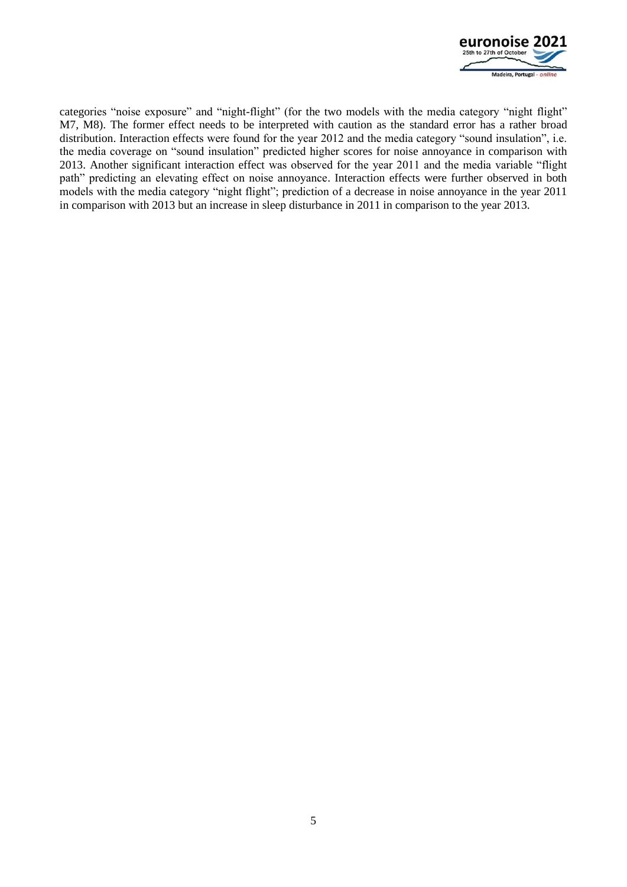categories “noise exposure” and “night-flight” (for the two models with the media category “night flight” M7, M8). The former effect needs to be interpreted with caution as the standard error has a rather broad distribution. Interaction effects were found for the year 2012 and the media category “sound insulation”, i.e. the media coverage on “sound insulation” predicted higher scores for noise annoyance in comparison with 2013. Another significant interaction effect was observed for the year 2011 and the media variable “flight path” predicting an elevating effect on noise annoyance. Interaction effects were further observed in both models with the media category “night flight”; prediction of a decrease in noise annoyance in the year 2011 in comparison with 2013 but an increase in sleep disturbance in 2011 in comparison to the year 2013.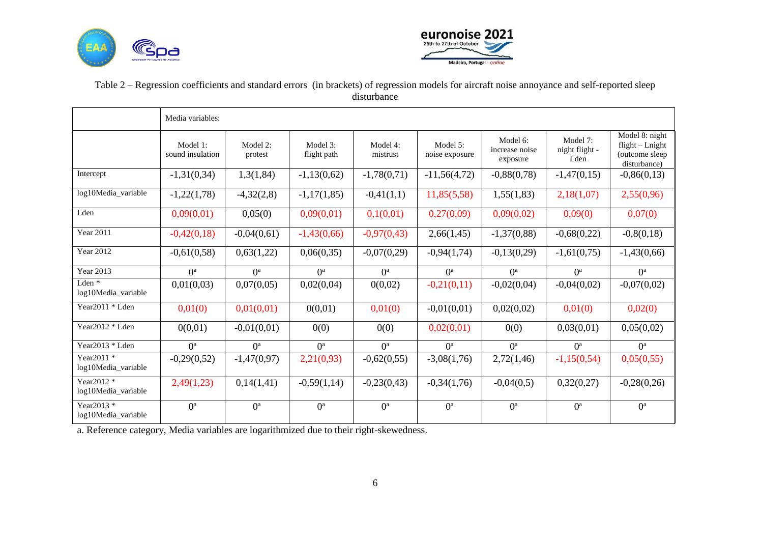Table 2 – Regression coefficients and standard errors (in brackets) of regression models for aircraft noise annoyance and self-reported sleep disturbance

| | Media variables: | | | | | | | |
|---|---|---|---|---|---|---|---|---|
| | Model 1: sound insulation | Model 2: protest | Model 3: flight path | Model 4: mistrust | Model 5: noise exposure | Model 6: increase noise exposure | Model 7: night flight - Lden | Model 8: night flight – Lnight (outcome sleep disturbance) |
| Intercept | -1,31(0,34) | 1,3(1,84) | -1,13(0,62) | -1,78(0,71) | -11,56(4,72) | -0,88(0,78) | -1,47(0,15) | -0,86(0,13) |
| log10Media_variable | -1,22(1,78) | -4,32(2,8) | -1,17(1,85) | -0,41(1,1) | 11,85(5,58) | 1,55(1,83) | 2,18(1,07) | 2,55(0,96) |
| Lden | 0,09(0,01) | 0,05(0) | 0,09(0,01) | 0,1(0,01) | 0,27(0,09) | 0,09(0,02) | 0,09(0) | 0,07(0) |
| Year 2011 | -0,42(0,18) | -0,04(0,61) | -1,43(0,66) | -0,97(0,43) | 2,66(1,45) | -1,37(0,88) | -0,68(0,22) | -0,8(0,18) |
| Year 2012 | -0,61(0,58) | 0,63(1,22) | 0,06(0,35) | -0,07(0,29) | -0,94(1,74) | -0,13(0,29) | -1,61(0,75) | -1,43(0,66) |
| Year 2013 | 0[a] | 0[a] | 0[a] | 0[a] | 0[a] | 0[a] | 0[a] | 0[a] |
| Lden * log10Media_variable | 0,01(0,03) | 0,07(0,05) | 0,02(0,04) | 0(0,02) | -0,21(0,11) | -0,02(0,04) | -0,04(0,02) | -0,07(0,02) |
| Year2011 * Lden | 0,01(0) | 0,01(0,01) | 0(0,01) | 0,01(0) | -0,01(0,01) | 0,02(0,02) | 0,01(0) | 0,02(0) |
| Year2012 * Lden | 0(0,01) | -0,01(0,01) | 0(0) | 0(0) | 0,02(0,01) | 0(0) | 0,03(0,01) | 0,05(0,02) |
| Year2013 * Lden | 0[a] | 0[a] | 0[a] | 0[a] | 0[a] | 0[a] | 0[a] | 0[a] |
| Year2011 * log10Media_variable | -0,29(0,52) | -1,47(0,97) | 2,21(0,93) | -0,62(0,55) | -3,08(1,76) | 2,72(1,46) | -1,15(0,54) | 0,05(0,55) |
| Year2012 * log10Media_variable | 2,49(1,23) | 0,14(1,41) | -0,59(1,14) | -0,23(0,43) | -0,34(1,76) | -0,04(0,5) | 0,32(0,27) | -0,28(0,26) |
| Year2013 * log10Media_variable | 0[a] | 0[a] | 0[a] | 0[a] | 0[a] | 0[a] | 0[a] | 0[a] |

a. Reference category, Media variables are logarithmized due to their right-skewedness.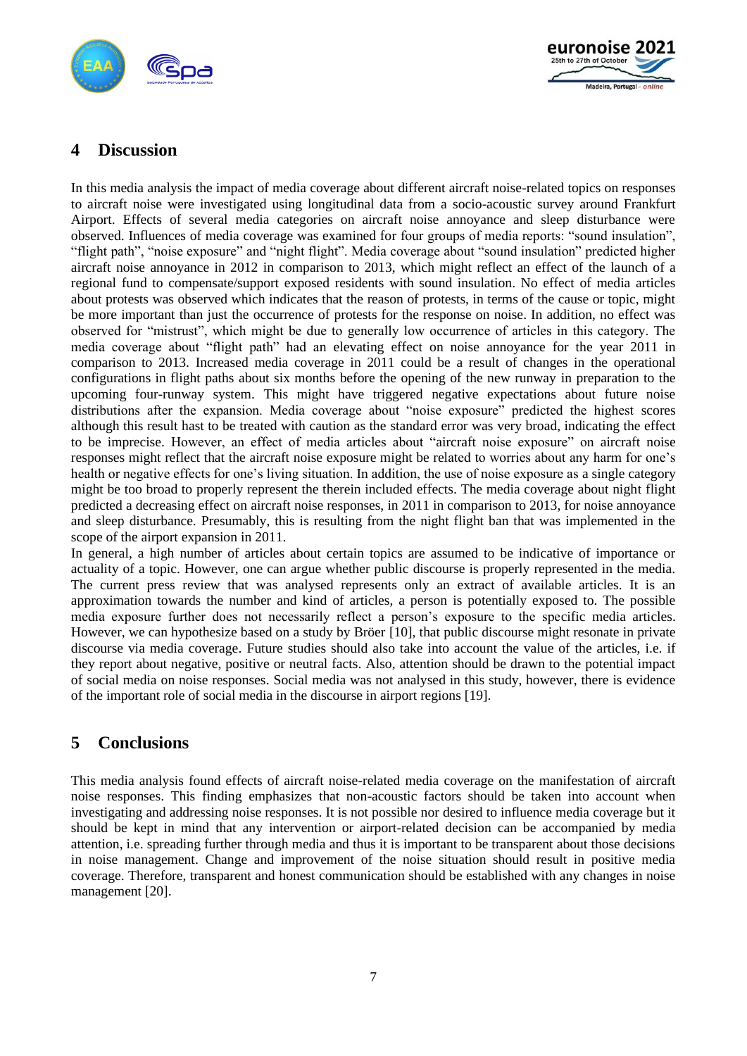## 4 Discussion

In this media analysis the impact of media coverage about different aircraft noise-related topics on responses to aircraft noise were investigated using longitudinal data from a socio-acoustic survey around Frankfurt Airport. Effects of several media categories on aircraft noise annoyance and sleep disturbance were observed. Influences of media coverage was examined for four groups of media reports: “sound insulation”, “flight path”, “noise exposure” and “night flight”. Media coverage about “sound insulation” predicted higher aircraft noise annoyance in 2012 in comparison to 2013, which might reflect an effect of the launch of a regional fund to compensate/support exposed residents with sound insulation. No effect of media articles about protests was observed which indicates that the reason of protests, in terms of the cause or topic, might be more important than just the occurrence of protests for the response on noise. In addition, no effect was observed for “mistrust”, which might be due to generally low occurrence of articles in this category. The media coverage about “flight path” had an elevating effect on noise annoyance for the year 2011 in comparison to 2013. Increased media coverage in 2011 could be a result of changes in the operational configurations in flight paths about six months before the opening of the new runway in preparation to the upcoming four-runway system. This might have triggered negative expectations about future noise distributions after the expansion. Media coverage about “noise exposure” predicted the highest scores although this result hast to be treated with caution as the standard error was very broad, indicating the effect to be imprecise. However, an effect of media articles about “aircraft noise exposure” on aircraft noise responses might reflect that the aircraft noise exposure might be related to worries about any harm for one’s health or negative effects for one’s living situation. In addition, the use of noise exposure as a single category might be too broad to properly represent the therein included effects. The media coverage about night flight predicted a decreasing effect on aircraft noise responses, in 2011 in comparison to 2013, for noise annoyance and sleep disturbance. Presumably, this is resulting from the night flight ban that was implemented in the scope of the airport expansion in 2011.

In general, a high number of articles about certain topics are assumed to be indicative of importance or actuality of a topic. However, one can argue whether public discourse is properly represented in the media. The current press review that was analysed represents only an extract of available articles. It is an approximation towards the number and kind of articles, a person is potentially exposed to. The possible media exposure further does not necessarily reflect a person’s exposure to the specific media articles. However, we can hypothesize based on a study by Bröer [10], that public discourse might resonate in private discourse via media coverage. Future studies should also take into account the value of the articles, i.e. if they report about negative, positive or neutral facts. Also, attention should be drawn to the potential impact of social media on noise responses. Social media was not analysed in this study, however, there is evidence of the important role of social media in the discourse in airport regions [19].

## 5 Conclusions

This media analysis found effects of aircraft noise-related media coverage on the manifestation of aircraft noise responses. This finding emphasizes that non-acoustic factors should be taken into account when investigating and addressing noise responses. It is not possible nor desired to influence media coverage but it should be kept in mind that any intervention or airport-related decision can be accompanied by media attention, i.e. spreading further through media and thus it is important to be transparent about those decisions in noise management. Change and improvement of the noise situation should result in positive media coverage. Therefore, transparent and honest communication should be established with any changes in noise management [20].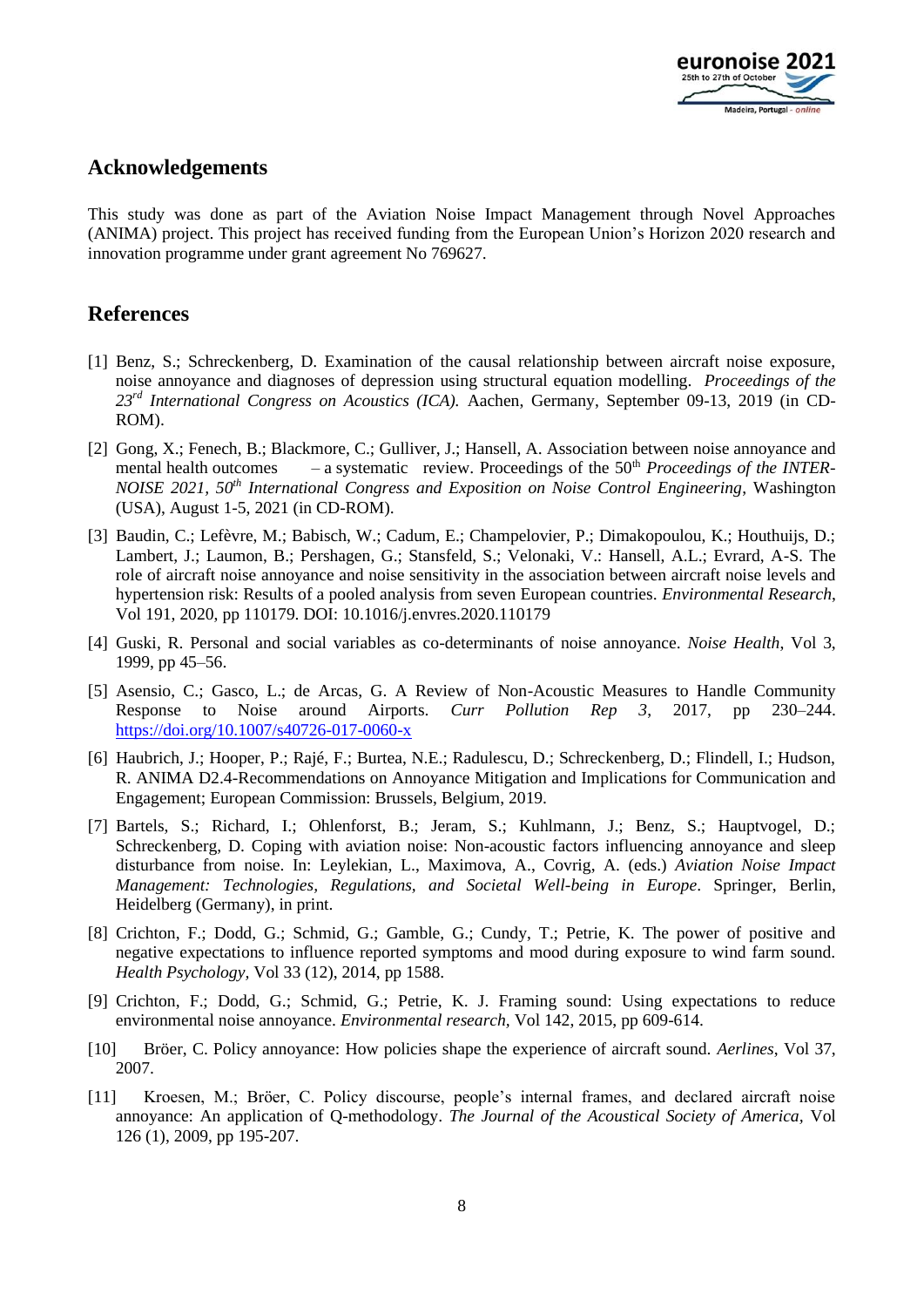## Acknowledgements

This study was done as part of the Aviation Noise Impact Management through Novel Approaches (ANIMA) project. This project has received funding from the European Union's Horizon 2020 research and innovation programme under grant agreement No 769627.

## References

[1] Benz, S.; Schreckenberg, D. Examination of the causal relationship between aircraft noise exposure, noise annoyance and diagnoses of depression using structural equation modelling. *Proceedings of the 23rd International Congress on Acoustics (ICA).* Aachen, Germany, September 09-13, 2019 (in CD-ROM).

[2] Gong, X.; Fenech, B.; Blackmore, C.; Gulliver, J.; Hansell, A. Association between noise annoyance and mental health outcomes – a systematic review. Proceedings of the 50th *Proceedings of the INTER-NOISE 2021, 50th International Congress and Exposition on Noise Control Engineering*, Washington (USA), August 1-5, 2021 (in CD-ROM).

[3] Baudin, C.; Lefèvre, M.; Babisch, W.; Cadum, E.; Champelovier, P.; Dimakopoulou, K.; Houthuijs, D.; Lambert, J.; Laumon, B.; Pershagen, G.; Stansfeld, S.; Velonaki, V.: Hansell, A.L.; Evrard, A-S. The role of aircraft noise annoyance and noise sensitivity in the association between aircraft noise levels and hypertension risk: Results of a pooled analysis from seven European countries. *Environmental Research*, Vol 191, 2020, pp 110179. DOI: 10.1016/j.envres.2020.110179

[4] Guski, R. Personal and social variables as co-determinants of noise annoyance. *Noise Health*, Vol 3, 1999, pp 45–56.

[5] Asensio, C.; Gasco, L.; de Arcas, G. A Review of Non-Acoustic Measures to Handle Community Response to Noise around Airports. *Curr Pollution Rep 3*, 2017, pp 230–244. https://doi.org/10.1007/s40726-017-0060-x

[6] Haubrich, J.; Hooper, P.; Rajé, F.; Burtea, N.E.; Radulescu, D.; Schreckenberg, D.; Flindell, I.; Hudson, R. ANIMA D2.4-Recommendations on Annoyance Mitigation and Implications for Communication and Engagement; European Commission: Brussels, Belgium, 2019.

[7] Bartels, S.; Richard, I.; Ohlenforst, B.; Jeram, S.; Kuhlmann, J.; Benz, S.; Hauptvogel, D.; Schreckenberg, D. Coping with aviation noise: Non-acoustic factors influencing annoyance and sleep disturbance from noise. In: Leylekian, L., Maximova, A., Covrig, A. (eds.) *Aviation Noise Impact Management: Technologies, Regulations, and Societal Well-being in Europe*. Springer, Berlin, Heidelberg (Germany), in print.

[8] Crichton, F.; Dodd, G.; Schmid, G.; Gamble, G.; Cundy, T.; Petrie, K. The power of positive and negative expectations to influence reported symptoms and mood during exposure to wind farm sound. *Health Psychology*, Vol 33 (12), 2014, pp 1588.

[9] Crichton, F.; Dodd, G.; Schmid, G.; Petrie, K. J. Framing sound: Using expectations to reduce environmental noise annoyance. *Environmental research*, Vol 142, 2015, pp 609-614.

[10] Bröer, C. Policy annoyance: How policies shape the experience of aircraft sound. *Aerlines*, Vol 37, 2007.

[11] Kroesen, M.; Bröer, C. Policy discourse, people's internal frames, and declared aircraft noise annoyance: An application of Q-methodology. *The Journal of the Acoustical Society of America*, Vol 126 (1), 2009, pp 195-207.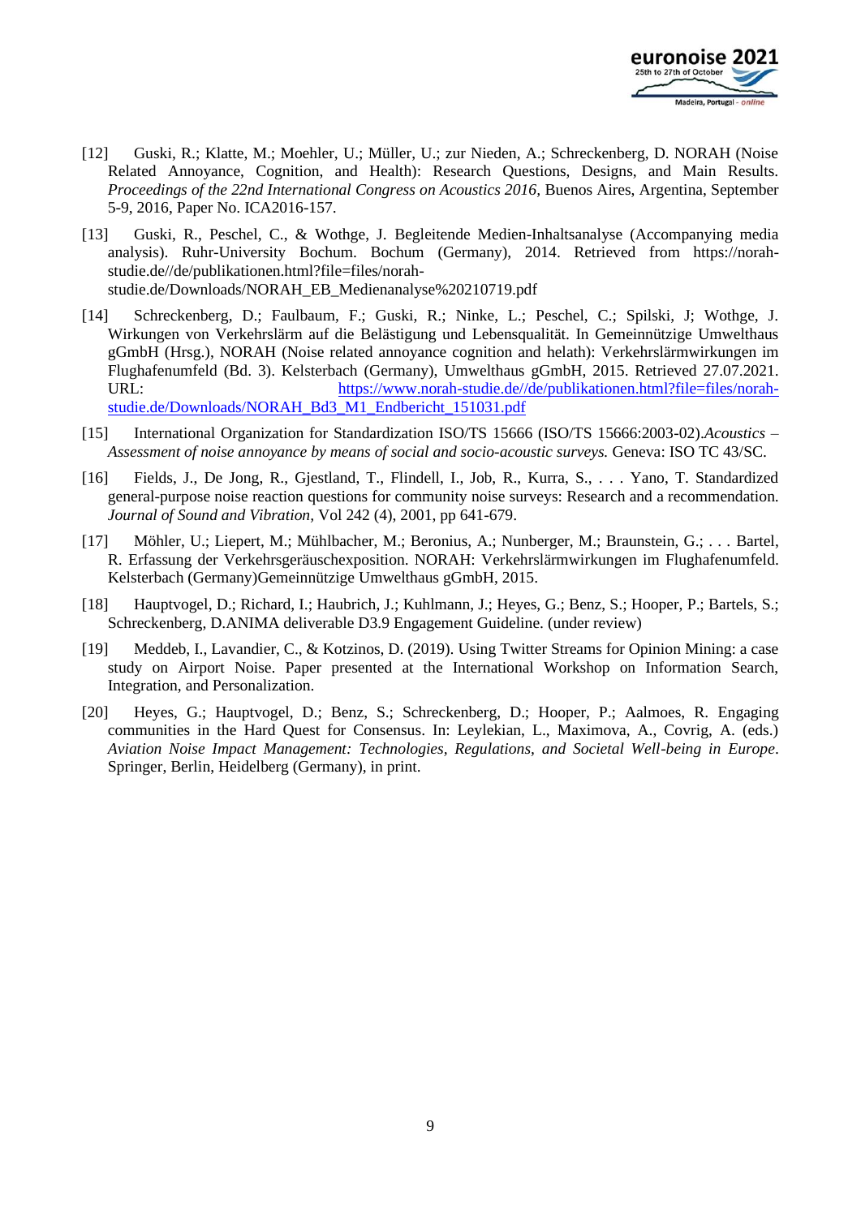[12] Guski, R.; Klatte, M.; Moehler, U.; Müller, U.; zur Nieden, A.; Schreckenberg, D. NORAH (Noise Related Annoyance, Cognition, and Health): Research Questions, Designs, and Main Results. *Proceedings of the 22nd International Congress on Acoustics 2016,* Buenos Aires, Argentina, September 5-9, 2016, Paper No. ICA2016-157.

[13] Guski, R., Peschel, C., & Wothge, J. Begleitende Medien-Inhaltsanalyse (Accompanying media analysis). Ruhr-University Bochum. Bochum (Germany), 2014. Retrieved from https://norah-studie.de//de/publikationen.html?file=files/norah-studie.de/Downloads/NORAH_EB_Medienanalyse%20210719.pdf

[14] Schreckenberg, D.; Faulbaum, F.; Guski, R.; Ninke, L.; Peschel, C.; Spilski, J; Wothge, J. Wirkungen von Verkehrslärm auf die Belästigung und Lebensqualität. In Gemeinnützige Umwelthaus gGmbH (Hrsg.), NORAH (Noise related annoyance cognition and helath): Verkehrslärmwirkungen im Flughafenumfeld (Bd. 3). Kelsterbach (Germany), Umwelthaus gGmbH, 2015. Retrieved 27.07.2021. URL: https://www.norah-studie.de//de/publikationen.html?file=files/norah-studie.de/Downloads/NORAH_Bd3_M1_Endbericht_151031.pdf

[15] International Organization for Standardization ISO/TS 15666 (ISO/TS 15666:2003-02).*Acoustics – Assessment of noise annoyance by means of social and socio-acoustic surveys.* Geneva: ISO TC 43/SC.

[16] Fields, J., De Jong, R., Gjestland, T., Flindell, I., Job, R., Kurra, S., . . . Yano, T. Standardized general-purpose noise reaction questions for community noise surveys: Research and a recommendation. *Journal of Sound and Vibration,* Vol 242 (4), 2001, pp 641-679.

[17] Möhler, U.; Liepert, M.; Mühlbacher, M.; Beronius, A.; Nunberger, M.; Braunstein, G.; . . . Bartel, R. Erfassung der Verkehrsgeräuschexposition. NORAH: Verkehrslärmwirkungen im Flughafenumfeld. Kelsterbach (Germany)Gemeinnützige Umwelthaus gGmbH, 2015.

[18] Hauptvogel, D.; Richard, I.; Haubrich, J.; Kuhlmann, J.; Heyes, G.; Benz, S.; Hooper, P.; Bartels, S.; Schreckenberg, D.ANIMA deliverable D3.9 Engagement Guideline. (under review)

[19] Meddeb, I., Lavandier, C., & Kotzinos, D. (2019). Using Twitter Streams for Opinion Mining: a case study on Airport Noise. Paper presented at the International Workshop on Information Search, Integration, and Personalization.

[20] Heyes, G.; Hauptvogel, D.; Benz, S.; Schreckenberg, D.; Hooper, P.; Aalmoes, R. Engaging communities in the Hard Quest for Consensus. In: Leylekian, L., Maximova, A., Covrig, A. (eds.) *Aviation Noise Impact Management: Technologies, Regulations, and Societal Well-being in Europe*. Springer, Berlin, Heidelberg (Germany), in print.